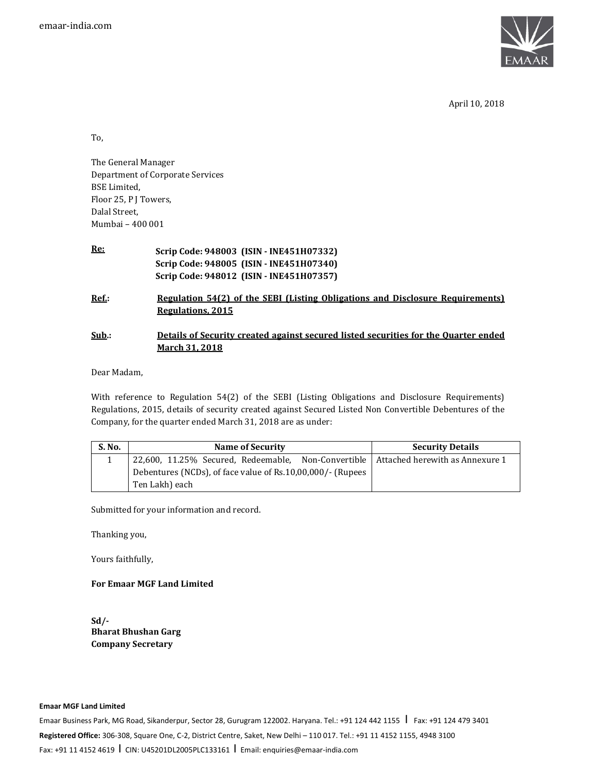emaar-india.com

April 10, 2018

To,

The General Manager
Department of Corporate Services
BSE Limited,
Floor 25, P J Towers,
Dalal Street,
Mumbai – 400 001

**Re:** **Scrip Code: 948003 (ISIN - INE451H07332)**
**Scrip Code: 948005 (ISIN - INE451H07340)**
**Scrip Code: 948012 (ISIN - INE451H07357)**

**Ref.:** **Regulation 54(2) of the SEBI (Listing Obligations and Disclosure Requirements) Regulations, 2015**

**Sub.:** **Details of Security created against secured listed securities for the Quarter ended March 31, 2018**

Dear Madam,

With reference to Regulation 54(2) of the SEBI (Listing Obligations and Disclosure Requirements) Regulations, 2015, details of security created against Secured Listed Non Convertible Debentures of the Company, for the quarter ended March 31, 2018 are as under:

| S. No. | Name of Security | Security Details |
| --- | --- | --- |
| 1 | 22,600, 11.25% Secured, Redeemable, Non-Convertible Debentures (NCDs), of face value of Rs.10,00,000/- (Rupees Ten Lakh) each | Attached herewith as Annexure 1 |

Submitted for your information and record.

Thanking you,

Yours faithfully,

**For Emaar MGF Land Limited**

**Sd/-**
**Bharat Bhushan Garg**
**Company Secretary**

**Emaar MGF Land Limited**
Emaar Business Park, MG Road, Sikanderpur, Sector 28, Gurugram 122002. Haryana. Tel.: +91 124 442 1155 | Fax: +91 124 479 3401
**Registered Office:** 306-308, Square One, C-2, District Centre, Saket, New Delhi – 110 017. Tel.: +91 11 4152 1155, 4948 3100
Fax: +91 11 4152 4619 | CIN: U45201DL2005PLC133161 | Email: enquiries@emaar-india.com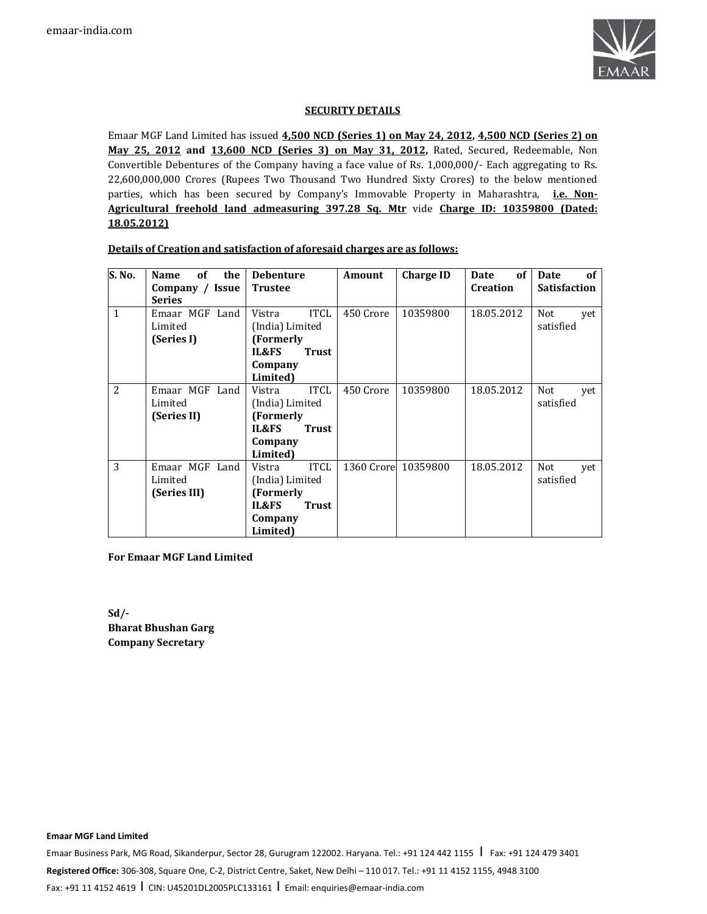## SECURITY DETAILS

Emaar MGF Land Limited has issued **4,500 NCD (Series 1) on May 24, 2012**, **4,500 NCD (Series 2) on May 25, 2012** and **13,600 NCD (Series 3) on May 31, 2012,** Rated, Secured, Redeemable, Non Convertible Debentures of the Company having a face value of Rs. 1,000,000/- Each aggregating to Rs. 22,600,000,000 Crores (Rupees Two Thousand Two Hundred Sixty Crores) to the below mentioned parties, which has been secured by Company's Immovable Property in Maharashtra, **i.e. Non-Agricultural freehold land admeasuring 397.28 Sq. Mtr** vide **Charge ID: 10359800 (Dated: 18.05.2012)**

**Details of Creation and satisfaction of aforesaid charges are as follows:**

| S. No. | Name of the Company / Issue Series | Debenture Trustee | Amount | Charge ID | Date of Creation | Date of Satisfaction |
|---|---|---|---|---|---|---|
| 1 | Emaar MGF Land Limited **(Series I)** | Vistra ITCL (India) Limited **(Formerly IL&FS Trust Company Limited)** | 450 Crore | 10359800 | 18.05.2012 | Not yet satisfied |
| 2 | Emaar MGF Land Limited **(Series II)** | Vistra ITCL (India) Limited **(Formerly IL&FS Trust Company Limited)** | 450 Crore | 10359800 | 18.05.2012 | Not yet satisfied |
| 3 | Emaar MGF Land Limited **(Series III)** | Vistra ITCL (India) Limited **(Formerly IL&FS Trust Company Limited)** | 1360 Crore | 10359800 | 18.05.2012 | Not yet satisfied |

**For Emaar MGF Land Limited**

**Sd/-**
**Bharat Bhushan Garg**
**Company Secretary**